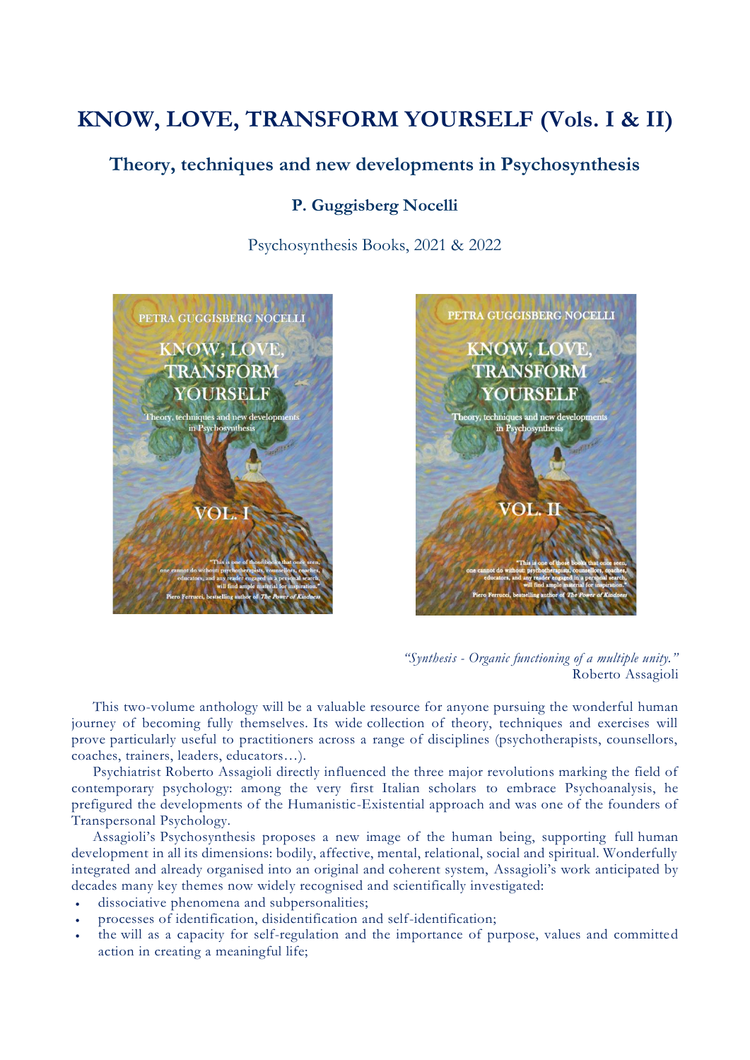# KNOW, LOVE, TRANSFORM YOURSELF (Vols. I & II)

## Theory, techniques and new developments in Psychosynthesis

### P. Guggisberg Nocelli

Psychosynthesis Books, 2021 & 2022

*"Synthesis - Organic functioning of a multiple unity."*
Roberto Assagioli

This two-volume anthology will be a valuable resource for anyone pursuing the wonderful human journey of becoming fully themselves. Its wide collection of theory, techniques and exercises will prove particularly useful to practitioners across a range of disciplines (psychotherapists, counsellors, coaches, trainers, leaders, educators…).

Psychiatrist Roberto Assagioli directly influenced the three major revolutions marking the field of contemporary psychology: among the very first Italian scholars to embrace Psychoanalysis, he prefigured the developments of the Humanistic-Existential approach and was one of the founders of Transpersonal Psychology.

Assagioli's Psychosynthesis proposes a new image of the human being, supporting full human development in all its dimensions: bodily, affective, mental, relational, social and spiritual. Wonderfully integrated and already organised into an original and coherent system, Assagioli's work anticipated by decades many key themes now widely recognised and scientifically investigated:

- dissociative phenomena and subpersonalities;
- processes of identification, disidentification and self-identification;
- the will as a capacity for self-regulation and the importance of purpose, values and committed action in creating a meaningful life;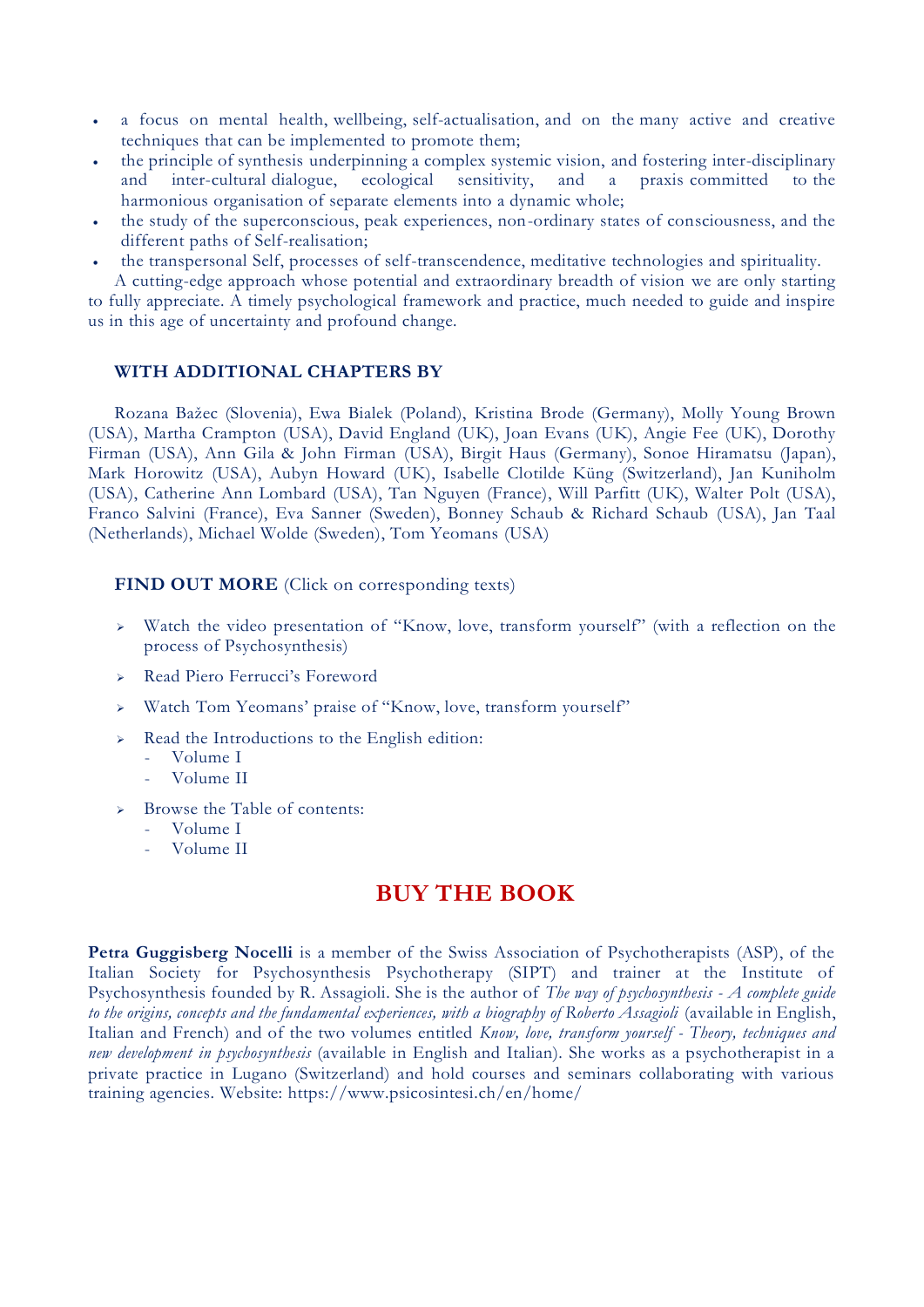- a focus on mental health, wellbeing, self-actualisation, and on the many active and creative techniques that can be implemented to promote them;
- the principle of synthesis underpinning a complex systemic vision, and fostering inter-disciplinary and inter-cultural dialogue, ecological sensitivity, and a praxis committed to the harmonious organisation of separate elements into a dynamic whole;
- the study of the superconscious, peak experiences, non-ordinary states of consciousness, and the different paths of Self-realisation;
- the transpersonal Self, processes of self-transcendence, meditative technologies and spirituality.

A cutting-edge approach whose potential and extraordinary breadth of vision we are only starting to fully appreciate. A timely psychological framework and practice, much needed to guide and inspire us in this age of uncertainty and profound change.

**WITH ADDITIONAL CHAPTERS BY**

Rozana Bažec (Slovenia), Ewa Bialek (Poland), Kristina Brode (Germany), Molly Young Brown (USA), Martha Crampton (USA), David England (UK), Joan Evans (UK), Angie Fee (UK), Dorothy Firman (USA), Ann Gila & John Firman (USA), Birgit Haus (Germany), Sonoe Hiramatsu (Japan), Mark Horowitz (USA), Aubyn Howard (UK), Isabelle Clotilde Küng (Switzerland), Jan Kuniholm (USA), Catherine Ann Lombard (USA), Tan Nguyen (France), Will Parfitt (UK), Walter Polt (USA), Franco Salvini (France), Eva Sanner (Sweden), Bonney Schaub & Richard Schaub (USA), Jan Taal (Netherlands), Michael Wolde (Sweden), Tom Yeomans (USA)

**FIND OUT MORE** (Click on corresponding texts)

- Watch the video presentation of "Know, love, transform yourself" (with a reflection on the process of Psychosynthesis)
- Read Piero Ferrucci's Foreword
- Watch Tom Yeomans' praise of "Know, love, transform yourself"
- Read the Introductions to the English edition:
  - Volume I
  - Volume II
- Browse the Table of contents:
  - Volume I
  - Volume II

## BUY THE BOOK

**Petra Guggisberg Nocelli** is a member of the Swiss Association of Psychotherapists (ASP), of the Italian Society for Psychosynthesis Psychotherapy (SIPT) and trainer at the Institute of Psychosynthesis founded by R. Assagioli. She is the author of *The way of psychosynthesis - A complete guide to the origins, concepts and the fundamental experiences, with a biography of Roberto Assagioli* (available in English, Italian and French) and of the two volumes entitled *Know, love, transform yourself - Theory, techniques and new development in psychosynthesis* (available in English and Italian). She works as a psychotherapist in a private practice in Lugano (Switzerland) and hold courses and seminars collaborating with various training agencies. Website: https://www.psicosintesi.ch/en/home/